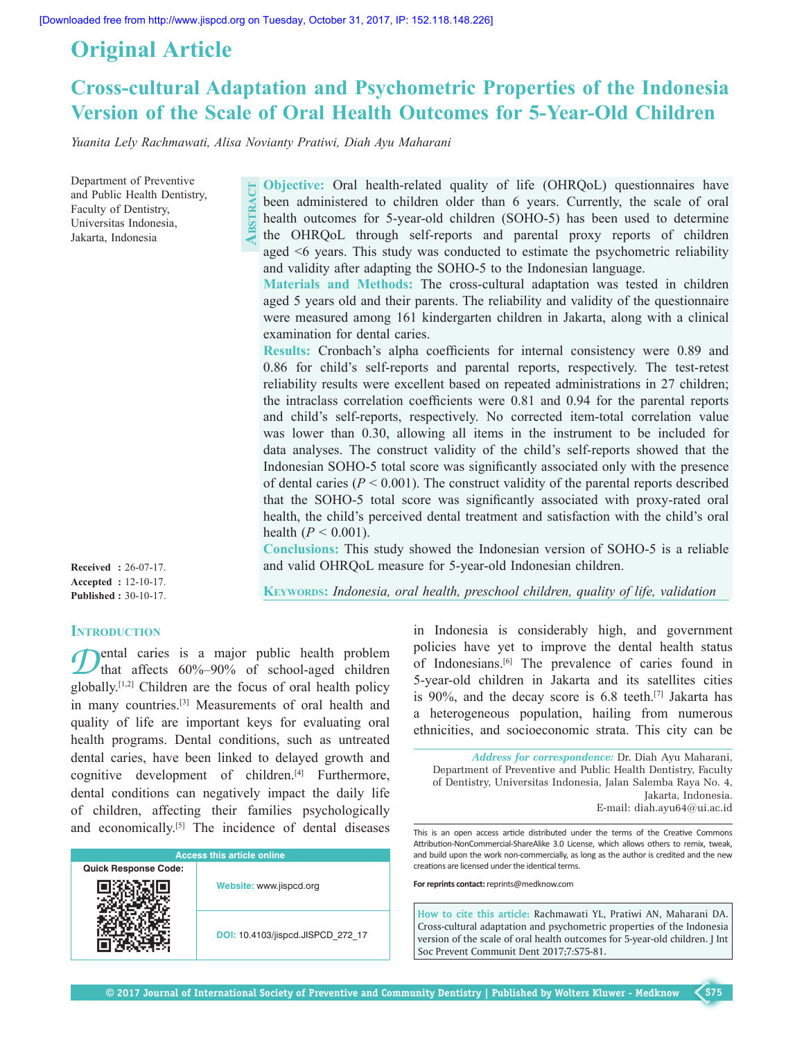Original Article

# Cross-cultural Adaptation and Psychometric Properties of the Indonesia Version of the Scale of Oral Health Outcomes for 5-Year-Old Children

*Yuanita Lely Rachmawati, Alisa Novianty Pratiwi, Diah Ayu Maharani*

Department of Preventive and Public Health Dentistry, Faculty of Dentistry, Universitas Indonesia, Jakarta, Indonesia

**Received** : 26-07-17.
**Accepted** : 12-10-17.
**Published** : 30-10-17.

## Abstract

**Objective:** Oral health-related quality of life (OHRQoL) questionnaires have been administered to children older than 6 years. Currently, the scale of oral health outcomes for 5-year-old children (SOHO-5) has been used to determine the OHRQoL through self-reports and parental proxy reports of children aged <6 years. This study was conducted to estimate the psychometric reliability and validity after adapting the SOHO-5 to the Indonesian language.

**Materials and Methods:** The cross-cultural adaptation was tested in children aged 5 years old and their parents. The reliability and validity of the questionnaire were measured among 161 kindergarten children in Jakarta, along with a clinical examination for dental caries.

**Results:** Cronbach's alpha coefficients for internal consistency were 0.89 and 0.86 for child's self-reports and parental reports, respectively. The test-retest reliability results were excellent based on repeated administrations in 27 children; the intraclass correlation coefficients were 0.81 and 0.94 for the parental reports and child's self-reports, respectively. No corrected item-total correlation value was lower than 0.30, allowing all items in the instrument to be included for data analyses. The construct validity of the child's self-reports showed that the Indonesian SOHO-5 total score was significantly associated only with the presence of dental caries ($P < 0.001$). The construct validity of the parental reports described that the SOHO-5 total score was significantly associated with proxy-rated oral health, the child's perceived dental treatment and satisfaction with the child's oral health ($P < 0.001$).

**Conclusions:** This study showed the Indonesian version of SOHO-5 is a reliable and valid OHRQoL measure for 5-year-old Indonesian children.

**Keywords:** *Indonesia, oral health, preschool children, quality of life, validation*

## Introduction

Dental caries is a major public health problem that affects 60%–90% of school-aged children globally.[1,2] Children are the focus of oral health policy in many countries.[3] Measurements of oral health and quality of life are important keys for evaluating oral health programs. Dental conditions, such as untreated dental caries, have been linked to delayed growth and cognitive development of children.[4] Furthermore, dental conditions can negatively impact the daily life of children, affecting their families psychologically and economically.[5] The incidence of dental diseases in Indonesia is considerably high, and government policies have yet to improve the dental health status of Indonesians.[6] The prevalence of caries found in 5-year-old children in Jakarta and its satellites cities is 90%, and the decay score is 6.8 teeth.[7] Jakarta has a heterogeneous population, hailing from numerous ethnicities, and socioeconomic strata. This city can be

*Address for correspondence:* Dr. Diah Ayu Maharani, Department of Preventive and Public Health Dentistry, Faculty of Dentistry, Universitas Indonesia, Jalan Salemba Raya No. 4, Jakarta, Indonesia. E-mail: diah.ayu64@ui.ac.id

Access this article online
Website: www.jispcd.org
DOI: 10.4103/jispcd.JISPCD_272_17

This is an open access article distributed under the terms of the Creative Commons Attribution-NonCommercial-ShareAlike 3.0 License, which allows others to remix, tweak, and build upon the work non-commercially, as long as the author is credited and the new creations are licensed under the identical terms.

For reprints contact: reprints@medknow.com

**How to cite this article:** Rachmawati YL, Pratiwi AN, Maharani DA. Cross-cultural adaptation and psychometric properties of the Indonesia version of the scale of oral health outcomes for 5-year-old children. J Int Soc Prevent Communit Dent 2017;7:S75-81.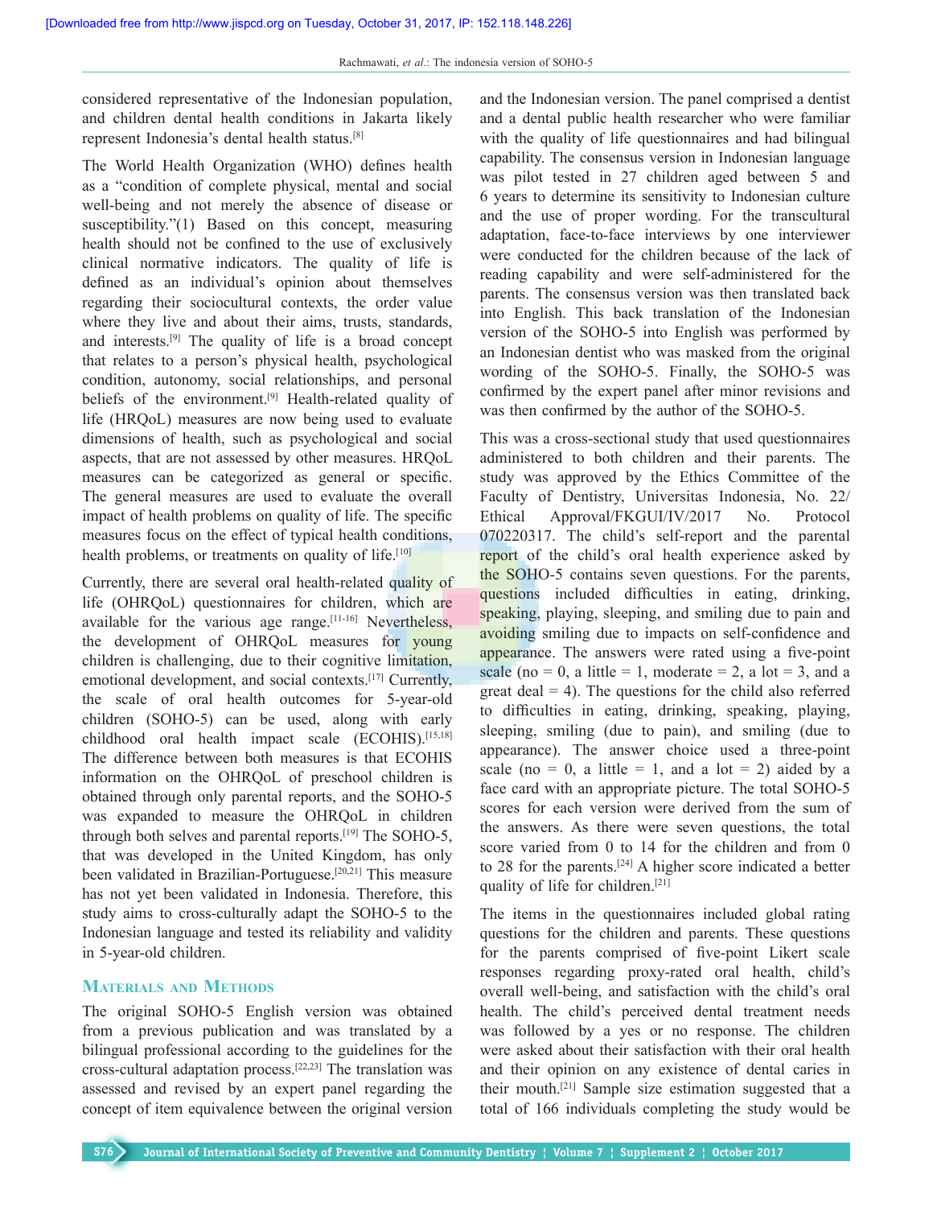considered representative of the Indonesian population, and children dental health conditions in Jakarta likely represent Indonesia's dental health status.[8]

The World Health Organization (WHO) defines health as a "condition of complete physical, mental and social well-being and not merely the absence of disease or susceptibility."(1) Based on this concept, measuring health should not be confined to the use of exclusively clinical normative indicators. The quality of life is defined as an individual's opinion about themselves regarding their sociocultural contexts, the order value where they live and about their aims, trusts, standards, and interests.[9] The quality of life is a broad concept that relates to a person's physical health, psychological condition, autonomy, social relationships, and personal beliefs of the environment.[9] Health-related quality of life (HRQoL) measures are now being used to evaluate dimensions of health, such as psychological and social aspects, that are not assessed by other measures. HRQoL measures can be categorized as general or specific. The general measures are used to evaluate the overall impact of health problems on quality of life. The specific measures focus on the effect of typical health conditions, health problems, or treatments on quality of life.[10]

Currently, there are several oral health-related quality of life (OHRQoL) questionnaires for children, which are available for the various age range.[11-16] Nevertheless, the development of OHRQoL measures for young children is challenging, due to their cognitive limitation, emotional development, and social contexts.[17] Currently, the scale of oral health outcomes for 5-year-old children (SOHO-5) can be used, along with early childhood oral health impact scale (ECOHIS).[15,18] The difference between both measures is that ECOHIS information on the OHRQoL of preschool children is obtained through only parental reports, and the SOHO-5 was expanded to measure the OHRQoL in children through both selves and parental reports.[19] The SOHO-5, that was developed in the United Kingdom, has only been validated in Brazilian-Portuguese.[20,21] This measure has not yet been validated in Indonesia. Therefore, this study aims to cross-culturally adapt the SOHO-5 to the Indonesian language and tested its reliability and validity in 5-year-old children.

## Materials and Methods

The original SOHO-5 English version was obtained from a previous publication and was translated by a bilingual professional according to the guidelines for the cross-cultural adaptation process.[22,23] The translation was assessed and revised by an expert panel regarding the concept of item equivalence between the original version and the Indonesian version. The panel comprised a dentist and a dental public health researcher who were familiar with the quality of life questionnaires and had bilingual capability. The consensus version in Indonesian language was pilot tested in 27 children aged between 5 and 6 years to determine its sensitivity to Indonesian culture and the use of proper wording. For the transcultural adaptation, face-to-face interviews by one interviewer were conducted for the children because of the lack of reading capability and were self-administered for the parents. The consensus version was then translated back into English. This back translation of the Indonesian version of the SOHO-5 into English was performed by an Indonesian dentist who was masked from the original wording of the SOHO-5. Finally, the SOHO-5 was confirmed by the expert panel after minor revisions and was then confirmed by the author of the SOHO-5.

This was a cross-sectional study that used questionnaires administered to both children and their parents. The study was approved by the Ethics Committee of the Faculty of Dentistry, Universitas Indonesia, No. 22/Ethical Approval/FKGUI/IV/2017 No. Protocol 070220317. The child's self-report and the parental report of the child's oral health experience asked by the SOHO-5 contains seven questions. For the parents, questions included difficulties in eating, drinking, speaking, playing, sleeping, and smiling due to pain and avoiding smiling due to impacts on self-confidence and appearance. The answers were rated using a five-point scale (no = 0, a little = 1, moderate = 2, a lot = 3, and a great deal = 4). The questions for the child also referred to difficulties in eating, drinking, speaking, playing, sleeping, smiling (due to pain), and smiling (due to appearance). The answer choice used a three-point scale (no = 0, a little = 1, and a lot = 2) aided by a face card with an appropriate picture. The total SOHO-5 scores for each version were derived from the sum of the answers. As there were seven questions, the total score varied from 0 to 14 for the children and from 0 to 28 for the parents.[24] A higher score indicated a better quality of life for children.[21]

The items in the questionnaires included global rating questions for the children and parents. These questions for the parents comprised of five-point Likert scale responses regarding proxy-rated oral health, child's overall well-being, and satisfaction with the child's oral health. The child's perceived dental treatment needs was followed by a yes or no response. The children were asked about their satisfaction with their oral health and their opinion on any existence of dental caries in their mouth.[21] Sample size estimation suggested that a total of 166 individuals completing the study would be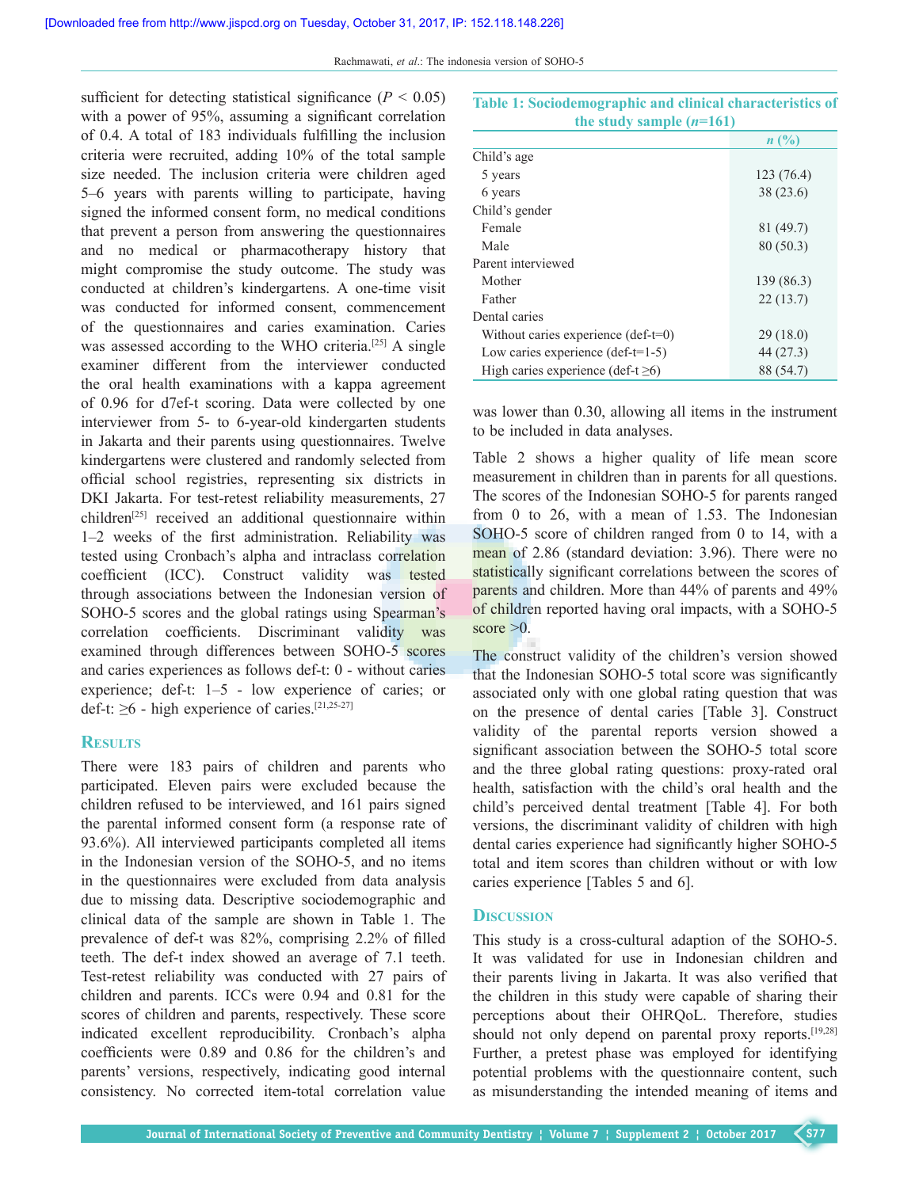sufficient for detecting statistical significance ($P < 0.05$) with a power of 95%, assuming a significant correlation of 0.4. A total of 183 individuals fulfilling the inclusion criteria were recruited, adding 10% of the total sample size needed. The inclusion criteria were children aged 5–6 years with parents willing to participate, having signed the informed consent form, no medical conditions that prevent a person from answering the questionnaires and no medical or pharmacotherapy history that might compromise the study outcome. The study was conducted at children's kindergartens. A one-time visit was conducted for informed consent, commencement of the questionnaires and caries examination. Caries was assessed according to the WHO criteria.[25] A single examiner different from the interviewer conducted the oral health examinations with a kappa agreement of 0.96 for d7ef-t scoring. Data were collected by one interviewer from 5- to 6-year-old kindergarten students in Jakarta and their parents using questionnaires. Twelve kindergartens were clustered and randomly selected from official school registries, representing six districts in DKI Jakarta. For test-retest reliability measurements, 27 children[25] received an additional questionnaire within 1–2 weeks of the first administration. Reliability was tested using Cronbach's alpha and intraclass correlation coefficient (ICC). Construct validity was tested through associations between the Indonesian version of SOHO-5 scores and the global ratings using Spearman's correlation coefficients. Discriminant validity was examined through differences between SOHO-5 scores and caries experiences as follows def-t: 0 - without caries experience; def-t: 1–5 - low experience of caries; or def-t: ≥6 - high experience of caries.[21,25-27]

## Results

There were 183 pairs of children and parents who participated. Eleven pairs were excluded because the children refused to be interviewed, and 161 pairs signed the parental informed consent form (a response rate of 93.6%). All interviewed participants completed all items in the Indonesian version of the SOHO-5, and no items in the questionnaires were excluded from data analysis due to missing data. Descriptive sociodemographic and clinical data of the sample are shown in Table 1. The prevalence of def-t was 82%, comprising 2.2% of filled teeth. The def-t index showed an average of 7.1 teeth. Test-retest reliability was conducted with 27 pairs of children and parents. ICCs were 0.94 and 0.81 for the scores of children and parents, respectively. These score indicated excellent reproducibility. Cronbach's alpha coefficients were 0.89 and 0.86 for the children's and parents' versions, respectively, indicating good internal consistency. No corrected item-total correlation value was lower than 0.30, allowing all items in the instrument to be included in data analyses.

**Table 1: Sociodemographic and clinical characteristics of the study sample (*n*=161)**

| | *n* (%) |
|---|---|
| Child's age | |
| 5 years | 123 (76.4) |
| 6 years | 38 (23.6) |
| Child's gender | |
| Female | 81 (49.7) |
| Male | 80 (50.3) |
| Parent interviewed | |
| Mother | 139 (86.3) |
| Father | 22 (13.7) |
| Dental caries | |
| Without caries experience (def-t=0) | 29 (18.0) |
| Low caries experience (def-t=1-5) | 44 (27.3) |
| High caries experience (def-t ≥6) | 88 (54.7) |

Table 2 shows a higher quality of life mean score measurement in children than in parents for all questions. The scores of the Indonesian SOHO-5 for parents ranged from 0 to 26, with a mean of 1.53. The Indonesian SOHO-5 score of children ranged from 0 to 14, with a mean of 2.86 (standard deviation: 3.96). There were no statistically significant correlations between the scores of parents and children. More than 44% of parents and 49% of children reported having oral impacts, with a SOHO-5 score >0.

The construct validity of the children's version showed that the Indonesian SOHO-5 total score was significantly associated only with one global rating question that was on the presence of dental caries [Table 3]. Construct validity of the parental reports version showed a significant association between the SOHO-5 total score and the three global rating questions: proxy-rated oral health, satisfaction with the child's oral health and the child's perceived dental treatment [Table 4]. For both versions, the discriminant validity of children with high dental caries experience had significantly higher SOHO-5 total and item scores than children without or with low caries experience [Tables 5 and 6].

## Discussion

This study is a cross-cultural adaption of the SOHO-5. It was validated for use in Indonesian children and their parents living in Jakarta. It was also verified that the children in this study were capable of sharing their perceptions about their OHRQoL. Therefore, studies should not only depend on parental proxy reports.[19,28] Further, a pretest phase was employed for identifying potential problems with the questionnaire content, such as misunderstanding the intended meaning of items and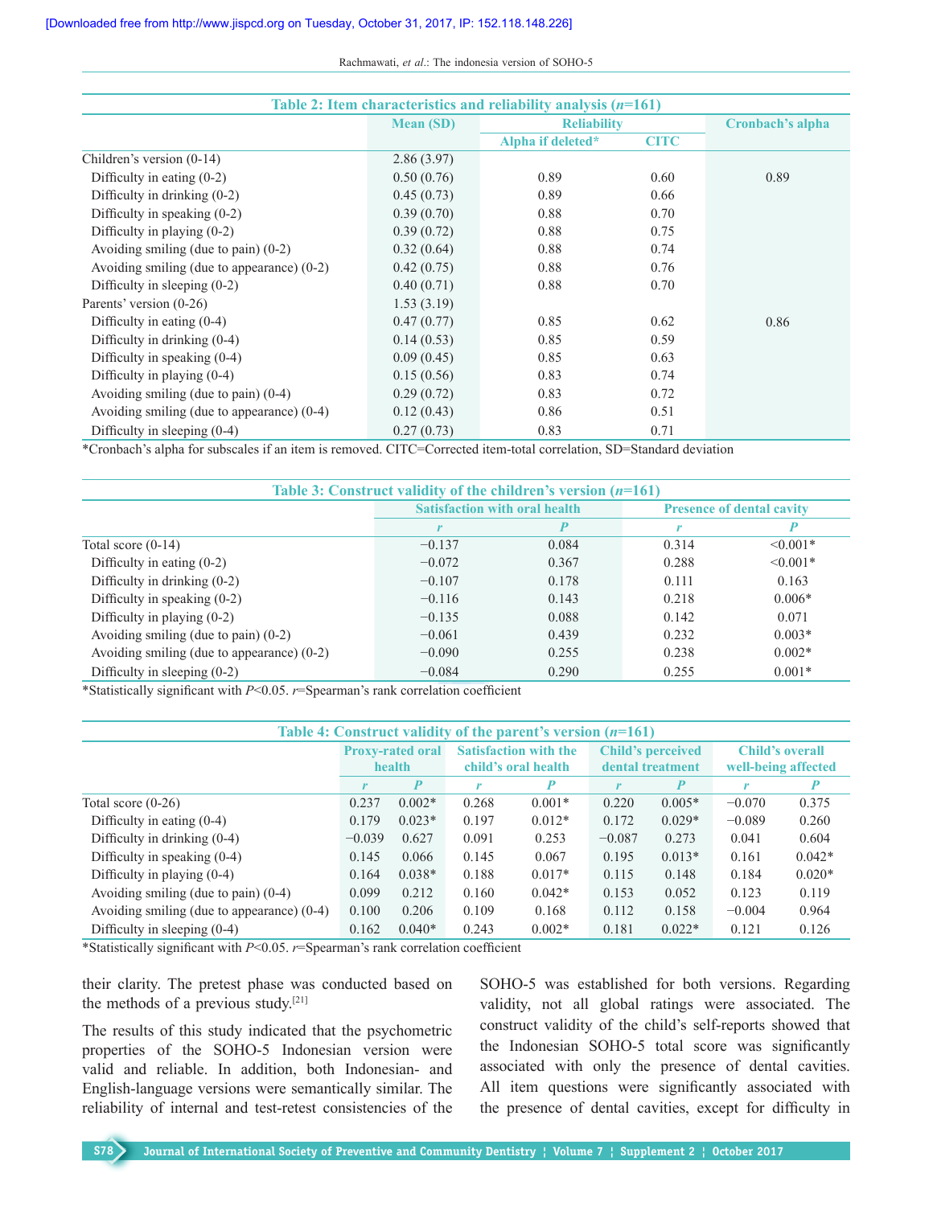**Table 2: Item characteristics and reliability analysis ($n$=161)**

| | Mean (SD) | Reliability | | Cronbach's alpha |
|---|---|---|---|---|
| | | Alpha if deleted* | CITC | |
| Children's version (0-14) | 2.86 (3.97) | | | |
| Difficulty in eating (0-2) | 0.50 (0.76) | 0.89 | 0.60 | 0.89 |
| Difficulty in drinking (0-2) | 0.45 (0.73) | 0.89 | 0.66 | |
| Difficulty in speaking (0-2) | 0.39 (0.70) | 0.88 | 0.70 | |
| Difficulty in playing (0-2) | 0.39 (0.72) | 0.88 | 0.75 | |
| Avoiding smiling (due to pain) (0-2) | 0.32 (0.64) | 0.88 | 0.74 | |
| Avoiding smiling (due to appearance) (0-2) | 0.42 (0.75) | 0.88 | 0.76 | |
| Difficulty in sleeping (0-2) | 0.40 (0.71) | 0.88 | 0.70 | |
| Parents' version (0-26) | 1.53 (3.19) | | | |
| Difficulty in eating (0-4) | 0.47 (0.77) | 0.85 | 0.62 | 0.86 |
| Difficulty in drinking (0-4) | 0.14 (0.53) | 0.85 | 0.59 | |
| Difficulty in speaking (0-4) | 0.09 (0.45) | 0.85 | 0.63 | |
| Difficulty in playing (0-4) | 0.15 (0.56) | 0.83 | 0.74 | |
| Avoiding smiling (due to pain) (0-4) | 0.29 (0.72) | 0.83 | 0.72 | |
| Avoiding smiling (due to appearance) (0-4) | 0.12 (0.43) | 0.86 | 0.51 | |
| Difficulty in sleeping (0-4) | 0.27 (0.73) | 0.83 | 0.71 | |

*Cronbach's alpha for subscales if an item is removed. CITC=Corrected item-total correlation, SD=Standard deviation

**Table 3: Construct validity of the children's version ($n$=161)**

| | Satisfaction with oral health | | Presence of dental cavity | |
|---|---|---|---|---|
| | $r$ | $P$ | $r$ | $P$ |
| Total score (0-14) | −0.137 | 0.084 | 0.314 | <0.001* |
| Difficulty in eating (0-2) | −0.072 | 0.367 | 0.288 | <0.001* |
| Difficulty in drinking (0-2) | −0.107 | 0.178 | 0.111 | 0.163 |
| Difficulty in speaking (0-2) | −0.116 | 0.143 | 0.218 | 0.006* |
| Difficulty in playing (0-2) | −0.135 | 0.088 | 0.142 | 0.071 |
| Avoiding smiling (due to pain) (0-2) | −0.061 | 0.439 | 0.232 | 0.003* |
| Avoiding smiling (due to appearance) (0-2) | −0.090 | 0.255 | 0.238 | 0.002* |
| Difficulty in sleeping (0-2) | −0.084 | 0.290 | 0.255 | 0.001* |

*Statistically significant with $P$<0.05. $r$=Spearman's rank correlation coefficient

**Table 4: Construct validity of the parent's version ($n$=161)**

| | Proxy-rated oral health | | Satisfaction with the child's oral health | | Child's perceived dental treatment | | Child's overall well-being affected | |
|---|---|---|---|---|---|---|---|---|
| | $r$ | $P$ | $r$ | $P$ | $r$ | $P$ | $r$ | $P$ |
| Total score (0-26) | 0.237 | 0.002* | 0.268 | 0.001* | 0.220 | 0.005* | −0.070 | 0.375 |
| Difficulty in eating (0-4) | 0.179 | 0.023* | 0.197 | 0.012* | 0.172 | 0.029* | −0.089 | 0.260 |
| Difficulty in drinking (0-4) | −0.039 | 0.627 | 0.091 | 0.253 | −0.087 | 0.273 | 0.041 | 0.604 |
| Difficulty in speaking (0-4) | 0.145 | 0.066 | 0.145 | 0.067 | 0.195 | 0.013* | 0.161 | 0.042* |
| Difficulty in playing (0-4) | 0.164 | 0.038* | 0.188 | 0.017* | 0.115 | 0.148 | 0.184 | 0.020* |
| Avoiding smiling (due to pain) (0-4) | 0.099 | 0.212 | 0.160 | 0.042* | 0.153 | 0.052 | 0.123 | 0.119 |
| Avoiding smiling (due to appearance) (0-4) | 0.100 | 0.206 | 0.109 | 0.168 | 0.112 | 0.158 | −0.004 | 0.964 |
| Difficulty in sleeping (0-4) | 0.162 | 0.040* | 0.243 | 0.002* | 0.181 | 0.022* | 0.121 | 0.126 |

*Statistically significant with $P$<0.05. $r$=Spearman's rank correlation coefficient

their clarity. The pretest phase was conducted based on the methods of a previous study.[21]

The results of this study indicated that the psychometric properties of the SOHO-5 Indonesian version were valid and reliable. In addition, both Indonesian- and English-language versions were semantically similar. The reliability of internal and test-retest consistencies of the SOHO-5 was established for both versions. Regarding validity, not all global ratings were associated. The construct validity of the child's self-reports showed that the Indonesian SOHO-5 total score was significantly associated with only the presence of dental cavities. All item questions were significantly associated with the presence of dental cavities, except for difficulty in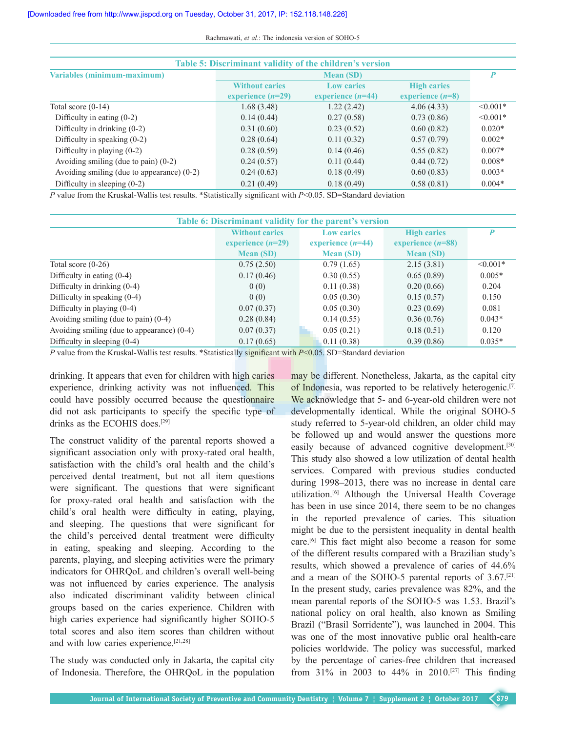**Table 5: Discriminant validity of the children's version**

| Variables (minimum-maximum) | Mean (SD) | | | *P* |
|---|---|---|---|---|
| | Without caries experience (*n*=29) | Low caries experience (*n*=44) | High caries experience (*n*=8) | |
| Total score (0-14) | 1.68 (3.48) | 1.22 (2.42) | 4.06 (4.33) | <0.001* |
| Difficulty in eating (0-2) | 0.14 (0.44) | 0.27 (0.58) | 0.73 (0.86) | <0.001* |
| Difficulty in drinking (0-2) | 0.31 (0.60) | 0.23 (0.52) | 0.60 (0.82) | 0.020* |
| Difficulty in speaking (0-2) | 0.28 (0.64) | 0.11 (0.32) | 0.57 (0.79) | 0.002* |
| Difficulty in playing (0-2) | 0.28 (0.59) | 0.14 (0.46) | 0.55 (0.82) | 0.007* |
| Avoiding smiling (due to pain) (0-2) | 0.24 (0.57) | 0.11 (0.44) | 0.44 (0.72) | 0.008* |
| Avoiding smiling (due to appearance) (0-2) | 0.24 (0.63) | 0.18 (0.49) | 0.60 (0.83) | 0.003* |
| Difficulty in sleeping (0-2) | 0.21 (0.49) | 0.18 (0.49) | 0.58 (0.81) | 0.004* |

*P* value from the Kruskal-Wallis test results. *Statistically significant with *P*<0.05. SD=Standard deviation

**Table 6: Discriminant validity for the parent's version**

| | Without caries experience (*n*=29) Mean (SD) | Low caries experience (*n*=44) Mean (SD) | High caries experience (*n*=88) Mean (SD) | *P* |
|---|---|---|---|---|
| Total score (0-26) | 0.75 (2.50) | 0.79 (1.65) | 2.15 (3.81) | <0.001* |
| Difficulty in eating (0-4) | 0.17 (0.46) | 0.30 (0.55) | 0.65 (0.89) | 0.005* |
| Difficulty in drinking (0-4) | 0 (0) | 0.11 (0.38) | 0.20 (0.66) | 0.204 |
| Difficulty in speaking (0-4) | 0 (0) | 0.05 (0.30) | 0.15 (0.57) | 0.150 |
| Difficulty in playing (0-4) | 0.07 (0.37) | 0.05 (0.30) | 0.23 (0.69) | 0.081 |
| Avoiding smiling (due to pain) (0-4) | 0.28 (0.84) | 0.14 (0.55) | 0.36 (0.76) | 0.043* |
| Avoiding smiling (due to appearance) (0-4) | 0.07 (0.37) | 0.05 (0.21) | 0.18 (0.51) | 0.120 |
| Difficulty in sleeping (0-4) | 0.17 (0.65) | 0.11 (0.38) | 0.39 (0.86) | 0.035* |

*P* value from the Kruskal-Wallis test results. *Statistically significant with *P*<0.05. SD=Standard deviation

drinking. It appears that even for children with high caries experience, drinking activity was not influenced. This could have possibly occurred because the questionnaire did not ask participants to specify the specific type of drinks as the ECOHIS does.[29]

The construct validity of the parental reports showed a significant association only with proxy-rated oral health, satisfaction with the child's oral health and the child's perceived dental treatment, but not all item questions were significant. The questions that were significant for proxy-rated oral health and satisfaction with the child's oral health were difficulty in eating, playing, and sleeping. The questions that were significant for the child's perceived dental treatment were difficulty in eating, speaking and sleeping. According to the parents, playing, and sleeping activities were the primary indicators for OHRQoL and children's overall well-being was not influenced by caries experience. The analysis also indicated discriminant validity between clinical groups based on the caries experience. Children with high caries experience had significantly higher SOHO-5 total scores and also item scores than children without and with low caries experience.[21,28]

The study was conducted only in Jakarta, the capital city of Indonesia. Therefore, the OHRQoL in the population may be different. Nonetheless, Jakarta, as the capital city of Indonesia, was reported to be relatively heterogenic.[7] We acknowledge that 5- and 6-year-old children were not developmentally identical. While the original SOHO-5 study referred to 5-year-old children, an older child may be followed up and would answer the questions more easily because of advanced cognitive development.[30] This study also showed a low utilization of dental health services. Compared with previous studies conducted during 1998–2013, there was no increase in dental care utilization.[6] Although the Universal Health Coverage has been in use since 2014, there seem to be no changes in the reported prevalence of caries. This situation might be due to the persistent inequality in dental health care.[6] This fact might also become a reason for some of the different results compared with a Brazilian study's results, which showed a prevalence of caries of 44.6% and a mean of the SOHO-5 parental reports of 3.67.[21] In the present study, caries prevalence was 82%, and the mean parental reports of the SOHO-5 was 1.53. Brazil's national policy on oral health, also known as Smiling Brazil ("Brasil Sorridente"), was launched in 2004. This was one of the most innovative public oral health-care policies worldwide. The policy was successful, marked by the percentage of caries-free children that increased from 31% in 2003 to 44% in 2010.[27] This finding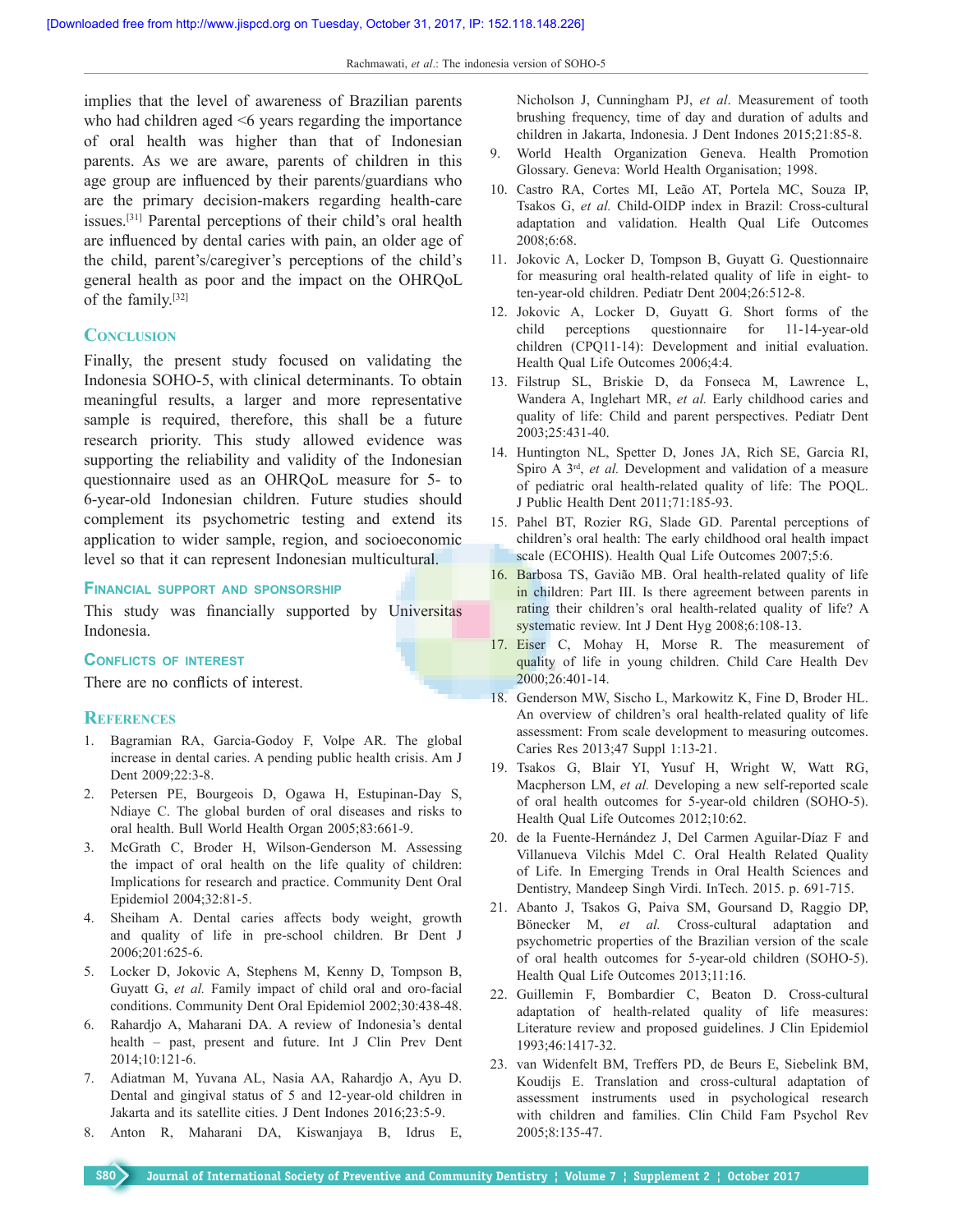implies that the level of awareness of Brazilian parents who had children aged <6 years regarding the importance of oral health was higher than that of Indonesian parents. As we are aware, parents of children in this age group are influenced by their parents/guardians who are the primary decision-makers regarding health-care issues.[31] Parental perceptions of their child's oral health are influenced by dental caries with pain, an older age of the child, parent's/caregiver's perceptions of the child's general health as poor and the impact on the OHRQoL of the family.[32]

## Conclusion

Finally, the present study focused on validating the Indonesia SOHO-5, with clinical determinants. To obtain meaningful results, a larger and more representative sample is required, therefore, this shall be a future research priority. This study allowed evidence was supporting the reliability and validity of the Indonesian questionnaire used as an OHRQoL measure for 5- to 6-year-old Indonesian children. Future studies should complement its psychometric testing and extend its application to wider sample, region, and socioeconomic level so that it can represent Indonesian multicultural.

### Financial support and sponsorship

This study was financially supported by Universitas Indonesia.

### Conflicts of interest

There are no conflicts of interest.

## References

1. Bagramian RA, Garcia-Godoy F, Volpe AR. The global increase in dental caries. A pending public health crisis. Am J Dent 2009;22:3-8.
2. Petersen PE, Bourgeois D, Ogawa H, Estupinan-Day S, Ndiaye C. The global burden of oral diseases and risks to oral health. Bull World Health Organ 2005;83:661-9.
3. McGrath C, Broder H, Wilson-Genderson M. Assessing the impact of oral health on the life quality of children: Implications for research and practice. Community Dent Oral Epidemiol 2004;32:81-5.
4. Sheiham A. Dental caries affects body weight, growth and quality of life in pre-school children. Br Dent J 2006;201:625-6.
5. Locker D, Jokovic A, Stephens M, Kenny D, Tompson B, Guyatt G, *et al.* Family impact of child oral and oro-facial conditions. Community Dent Oral Epidemiol 2002;30:438-48.
6. Rahardjo A, Maharani DA. A review of Indonesia's dental health – past, present and future. Int J Clin Prev Dent 2014;10:121-6.
7. Adiatman M, Yuvana AL, Nasia AA, Rahardjo A, Ayu D. Dental and gingival status of 5 and 12-year-old children in Jakarta and its satellite cities. J Dent Indones 2016;23:5-9.
8. Anton R, Maharani DA, Kiswanjaya B, Idrus E, Nicholson J, Cunningham PJ, *et al*. Measurement of tooth brushing frequency, time of day and duration of adults and children in Jakarta, Indonesia. J Dent Indones 2015;21:85-8.
9. World Health Organization Geneva. Health Promotion Glossary. Geneva: World Health Organisation; 1998.
10. Castro RA, Cortes MI, Leão AT, Portela MC, Souza IP, Tsakos G, *et al.* Child-OIDP index in Brazil: Cross-cultural adaptation and validation. Health Qual Life Outcomes 2008;6:68.
11. Jokovic A, Locker D, Tompson B, Guyatt G. Questionnaire for measuring oral health-related quality of life in eight- to ten-year-old children. Pediatr Dent 2004;26:512-8.
12. Jokovic A, Locker D, Guyatt G. Short forms of the child perceptions questionnaire for 11-14-year-old children (CPQ11-14): Development and initial evaluation. Health Qual Life Outcomes 2006;4:4.
13. Filstrup SL, Briskie D, da Fonseca M, Lawrence L, Wandera A, Inglehart MR, *et al.* Early childhood caries and quality of life: Child and parent perspectives. Pediatr Dent 2003;25:431-40.
14. Huntington NL, Spetter D, Jones JA, Rich SE, Garcia RI, Spiro A 3rd, *et al.* Development and validation of a measure of pediatric oral health-related quality of life: The POQL. J Public Health Dent 2011;71:185-93.
15. Pahel BT, Rozier RG, Slade GD. Parental perceptions of children's oral health: The early childhood oral health impact scale (ECOHIS). Health Qual Life Outcomes 2007;5:6.
16. Barbosa TS, Gavião MB. Oral health-related quality of life in children: Part III. Is there agreement between parents in rating their children's oral health-related quality of life? A systematic review. Int J Dent Hyg 2008;6:108-13.
17. Eiser C, Mohay H, Morse R. The measurement of quality of life in young children. Child Care Health Dev 2000;26:401-14.
18. Genderson MW, Sischo L, Markowitz K, Fine D, Broder HL. An overview of children's oral health-related quality of life assessment: From scale development to measuring outcomes. Caries Res 2013;47 Suppl 1:13-21.
19. Tsakos G, Blair YI, Yusuf H, Wright W, Watt RG, Macpherson LM, *et al.* Developing a new self-reported scale of oral health outcomes for 5-year-old children (SOHO-5). Health Qual Life Outcomes 2012;10:62.
20. de la Fuente-Hernández J, Del Carmen Aguilar-Díaz F and Villanueva Vilchis Mdel C. Oral Health Related Quality of Life. In Emerging Trends in Oral Health Sciences and Dentistry, Mandeep Singh Virdi. InTech. 2015. p. 691-715.
21. Abanto J, Tsakos G, Paiva SM, Goursand D, Raggio DP, Bönecker M, *et al.* Cross-cultural adaptation and psychometric properties of the Brazilian version of the scale of oral health outcomes for 5-year-old children (SOHO-5). Health Qual Life Outcomes 2013;11:16.
22. Guillemin F, Bombardier C, Beaton D. Cross-cultural adaptation of health-related quality of life measures: Literature review and proposed guidelines. J Clin Epidemiol 1993;46:1417-32.
23. van Widenfelt BM, Treffers PD, de Beurs E, Siebelink BM, Koudijs E. Translation and cross-cultural adaptation of assessment instruments used in psychological research with children and families. Clin Child Fam Psychol Rev 2005;8:135-47.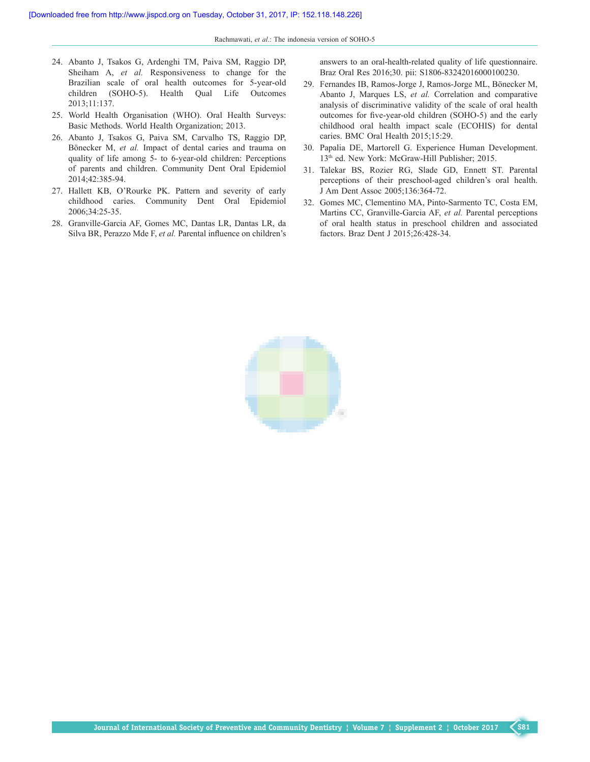24. Abanto J, Tsakos G, Ardenghi TM, Paiva SM, Raggio DP, Sheiham A, *et al.* Responsiveness to change for the Brazilian scale of oral health outcomes for 5-year-old children (SOHO-5). Health Qual Life Outcomes 2013;11:137.
25. World Health Organisation (WHO). Oral Health Surveys: Basic Methods. World Health Organization; 2013.
26. Abanto J, Tsakos G, Paiva SM, Carvalho TS, Raggio DP, Bönecker M, *et al.* Impact of dental caries and trauma on quality of life among 5- to 6-year-old children: Perceptions of parents and children. Community Dent Oral Epidemiol 2014;42:385-94.
27. Hallett KB, O'Rourke PK. Pattern and severity of early childhood caries. Community Dent Oral Epidemiol 2006;34:25-35.
28. Granville-Garcia AF, Gomes MC, Dantas LR, Dantas LR, da Silva BR, Perazzo Mde F, *et al.* Parental influence on children's answers to an oral-health-related quality of life questionnaire. Braz Oral Res 2016;30. pii: S1806-83242016000100230.
29. Fernandes IB, Ramos-Jorge J, Ramos-Jorge ML, Bönecker M, Abanto J, Marques LS, *et al.* Correlation and comparative analysis of discriminative validity of the scale of oral health outcomes for five-year-old children (SOHO-5) and the early childhood oral health impact scale (ECOHIS) for dental caries. BMC Oral Health 2015;15:29.
30. Papalia DE, Martorell G. Experience Human Development. 13th ed. New York: McGraw-Hill Publisher; 2015.
31. Talekar BS, Rozier RG, Slade GD, Ennett ST. Parental perceptions of their preschool-aged children's oral health. J Am Dent Assoc 2005;136:364-72.
32. Gomes MC, Clementino MA, Pinto-Sarmento TC, Costa EM, Martins CC, Granville-Garcia AF, *et al.* Parental perceptions of oral health status in preschool children and associated factors. Braz Dent J 2015;26:428-34.